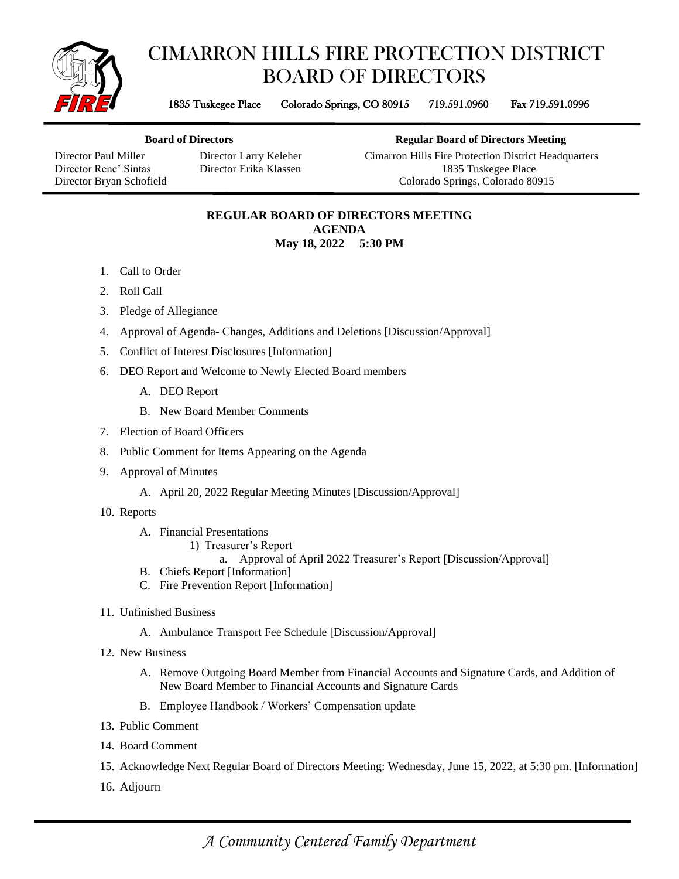# CIMARRON HILLS FIRE PROTECTION DISTRICT BOARD OF DIRECTORS

1835 Tuskegee Place    Colorado Springs, CO 80915    719.591.0960    Fax 719.591.0996

**Board of Directors**

Director Paul Miller
Director Rene' Sintas
Director Bryan Schofield
Director Larry Keleher
Director Erika Klassen

**Regular Board of Directors Meeting**

Cimarron Hills Fire Protection District Headquarters
1835 Tuskegee Place
Colorado Springs, Colorado 80915

## REGULAR BOARD OF DIRECTORS MEETING
## AGENDA
### May 18, 2022    5:30 PM

1. Call to Order
2. Roll Call
3. Pledge of Allegiance
4. Approval of Agenda- Changes, Additions and Deletions [Discussion/Approval]
5. Conflict of Interest Disclosures [Information]
6. DEO Report and Welcome to Newly Elected Board members
   - A. DEO Report
   - B. New Board Member Comments
7. Election of Board Officers
8. Public Comment for Items Appearing on the Agenda
9. Approval of Minutes
   - A. April 20, 2022 Regular Meeting Minutes [Discussion/Approval]
10. Reports
    - A. Financial Presentations
      - 1) Treasurer's Report
        - a. Approval of April 2022 Treasurer's Report [Discussion/Approval]
    - B. Chiefs Report [Information]
    - C. Fire Prevention Report [Information]
11. Unfinished Business
    - A. Ambulance Transport Fee Schedule [Discussion/Approval]
12. New Business
    - A. Remove Outgoing Board Member from Financial Accounts and Signature Cards, and Addition of New Board Member to Financial Accounts and Signature Cards
    - B. Employee Handbook / Workers' Compensation update
13. Public Comment
14. Board Comment
15. Acknowledge Next Regular Board of Directors Meeting: Wednesday, June 15, 2022, at 5:30 pm. [Information]
16. Adjourn

*A Community Centered Family Department*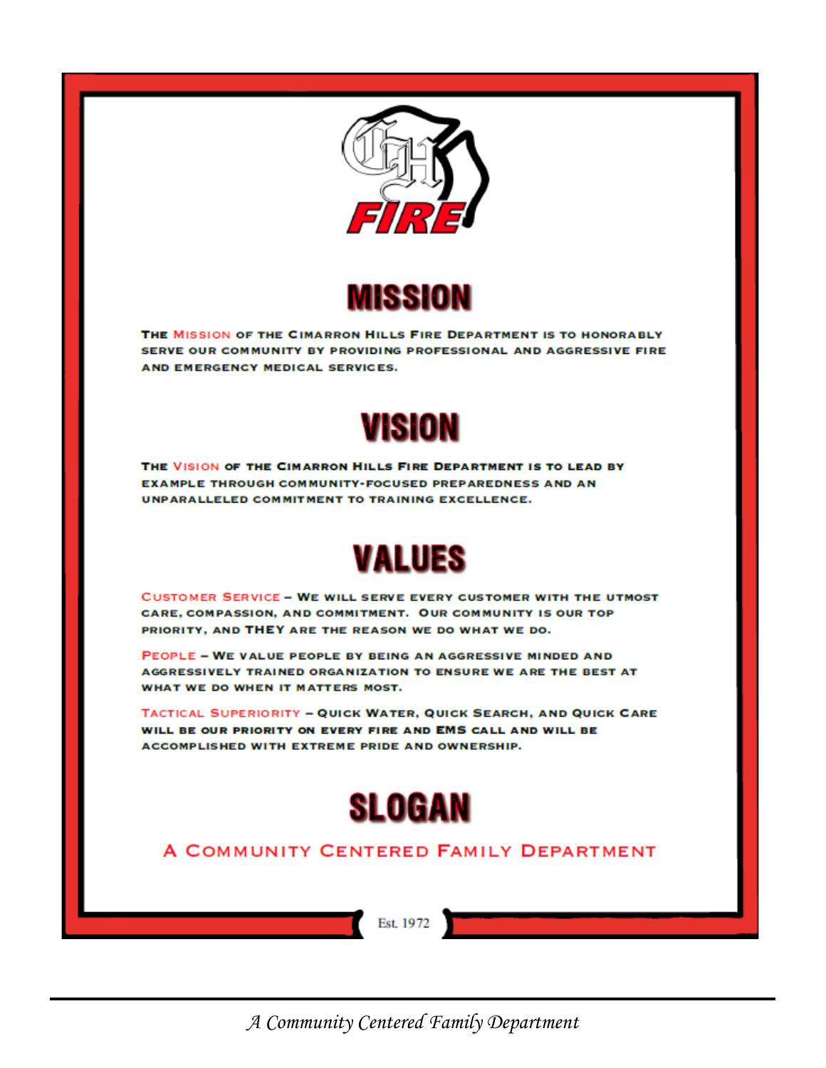CH FIRE

# MISSION

The Mission of the Cimarron Hills Fire Department is to honorably serve our community by providing professional and aggressive fire and emergency medical services.

# VISION

The Vision of the Cimarron Hills Fire Department is to lead by example through community-focused preparedness and an unparalleled commitment to training excellence.

# VALUES

Customer Service – We will serve every customer with the utmost care, compassion, and commitment. Our community is our top priority, and THEY are the reason we do what we do.

People – We value people by being an aggressive minded and aggressively trained organization to ensure we are the best at what we do when it matters most.

Tactical Superiority – Quick Water, Quick Search, and Quick Care will be our priority on every fire and EMS call and will be accomplished with extreme pride and ownership.

# SLOGAN

A Community Centered Family Department

Est. 1972